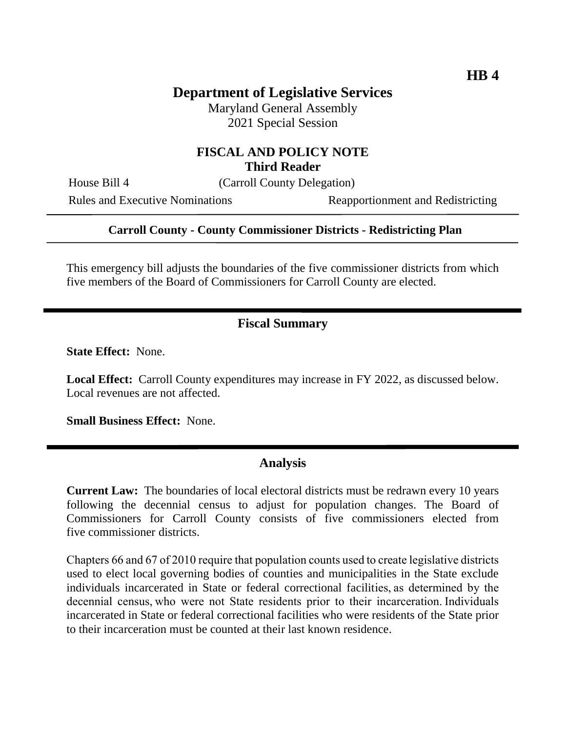**HB 4**

# Department of Legislative Services

Maryland General Assembly
2021 Special Session

## FISCAL AND POLICY NOTE
**Third Reader**

House Bill 4 (Carroll County Delegation)

Rules and Executive Nominations Reapportionment and Redistricting

---

**Carroll County - County Commissioner Districts - Redistricting Plan**

---

This emergency bill adjusts the boundaries of the five commissioner districts from which five members of the Board of Commissioners for Carroll County are elected.

---

## Fiscal Summary

**State Effect:** None.

**Local Effect:** Carroll County expenditures may increase in FY 2022, as discussed below. Local revenues are not affected.

**Small Business Effect:** None.

---

## Analysis

**Current Law:** The boundaries of local electoral districts must be redrawn every 10 years following the decennial census to adjust for population changes. The Board of Commissioners for Carroll County consists of five commissioners elected from five commissioner districts.

Chapters 66 and 67 of 2010 require that population counts used to create legislative districts used to elect local governing bodies of counties and municipalities in the State exclude individuals incarcerated in State or federal correctional facilities, as determined by the decennial census, who were not State residents prior to their incarceration. Individuals incarcerated in State or federal correctional facilities who were residents of the State prior to their incarceration must be counted at their last known residence.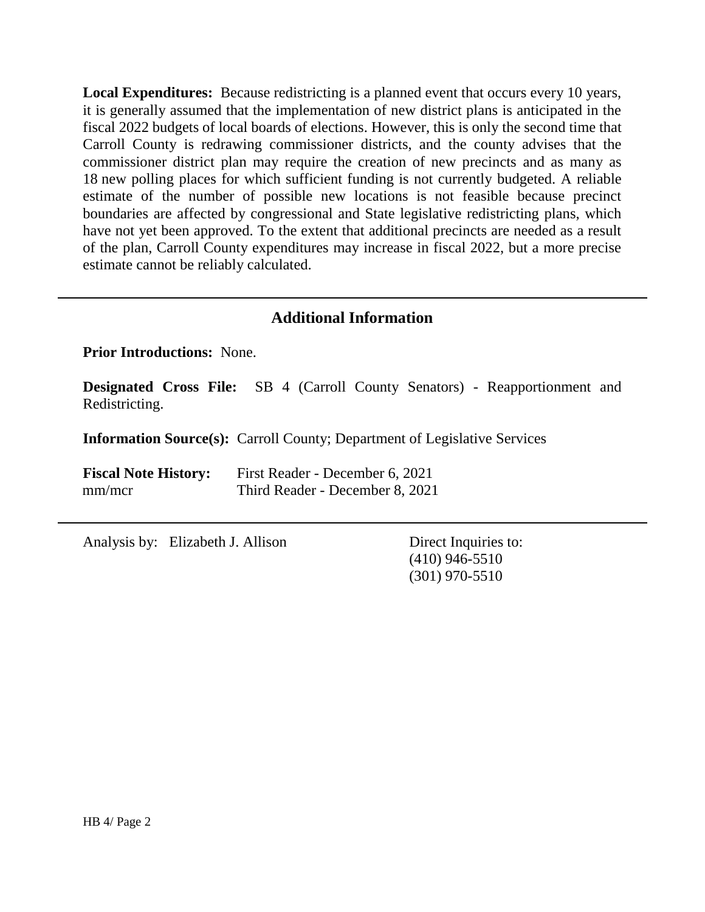**Local Expenditures:** Because redistricting is a planned event that occurs every 10 years, it is generally assumed that the implementation of new district plans is anticipated in the fiscal 2022 budgets of local boards of elections. However, this is only the second time that Carroll County is redrawing commissioner districts, and the county advises that the commissioner district plan may require the creation of new precincts and as many as 18 new polling places for which sufficient funding is not currently budgeted. A reliable estimate of the number of possible new locations is not feasible because precinct boundaries are affected by congressional and State legislative redistricting plans, which have not yet been approved. To the extent that additional precincts are needed as a result of the plan, Carroll County expenditures may increase in fiscal 2022, but a more precise estimate cannot be reliably calculated.

---

## Additional Information

**Prior Introductions:** None.

**Designated Cross File:** SB 4 (Carroll County Senators) - Reapportionment and Redistricting.

**Information Source(s):** Carroll County; Department of Legislative Services

**Fiscal Note History:** First Reader - December 6, 2021
mm/mcr Third Reader - December 8, 2021

---

Analysis by: Elizabeth J. Allison

Direct Inquiries to:
(410) 946-5510
(301) 970-5510